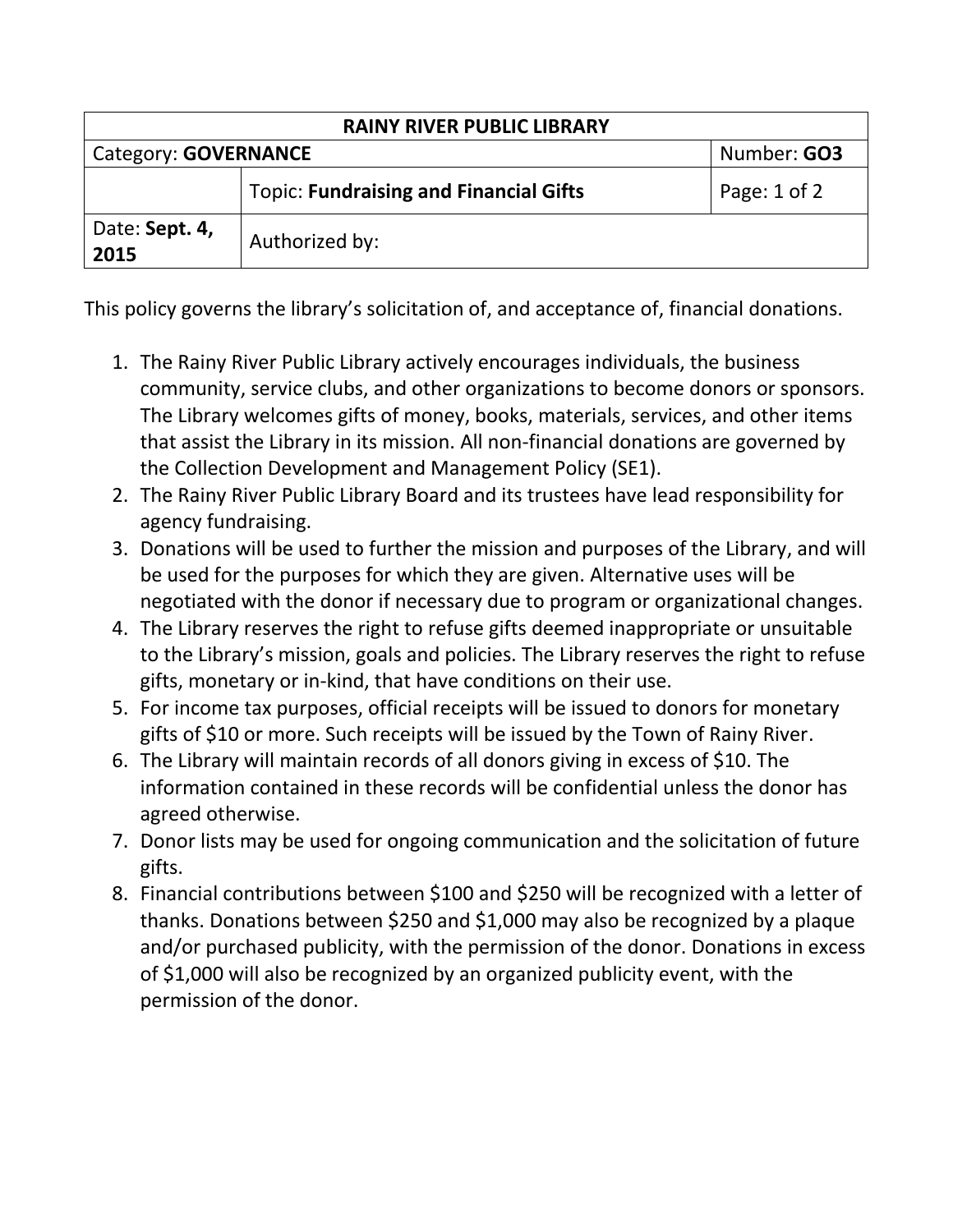| RAINY RIVER PUBLIC LIBRARY | | |
| --- | --- | --- |
| Category: **GOVERNANCE** | | Number: **GO3** |
| | Topic: **Fundraising and Financial Gifts** | Page: 1 of 2 |
| Date: **Sept. 4, 2015** | Authorized by: | |

This policy governs the library's solicitation of, and acceptance of, financial donations.

1. The Rainy River Public Library actively encourages individuals, the business community, service clubs, and other organizations to become donors or sponsors. The Library welcomes gifts of money, books, materials, services, and other items that assist the Library in its mission. All non-financial donations are governed by the Collection Development and Management Policy (SE1).
2. The Rainy River Public Library Board and its trustees have lead responsibility for agency fundraising.
3. Donations will be used to further the mission and purposes of the Library, and will be used for the purposes for which they are given. Alternative uses will be negotiated with the donor if necessary due to program or organizational changes.
4. The Library reserves the right to refuse gifts deemed inappropriate or unsuitable to the Library's mission, goals and policies. The Library reserves the right to refuse gifts, monetary or in-kind, that have conditions on their use.
5. For income tax purposes, official receipts will be issued to donors for monetary gifts of $10 or more. Such receipts will be issued by the Town of Rainy River.
6. The Library will maintain records of all donors giving in excess of $10. The information contained in these records will be confidential unless the donor has agreed otherwise.
7. Donor lists may be used for ongoing communication and the solicitation of future gifts.
8. Financial contributions between $100 and $250 will be recognized with a letter of thanks. Donations between $250 and $1,000 may also be recognized by a plaque and/or purchased publicity, with the permission of the donor. Donations in excess of $1,000 will also be recognized by an organized publicity event, with the permission of the donor.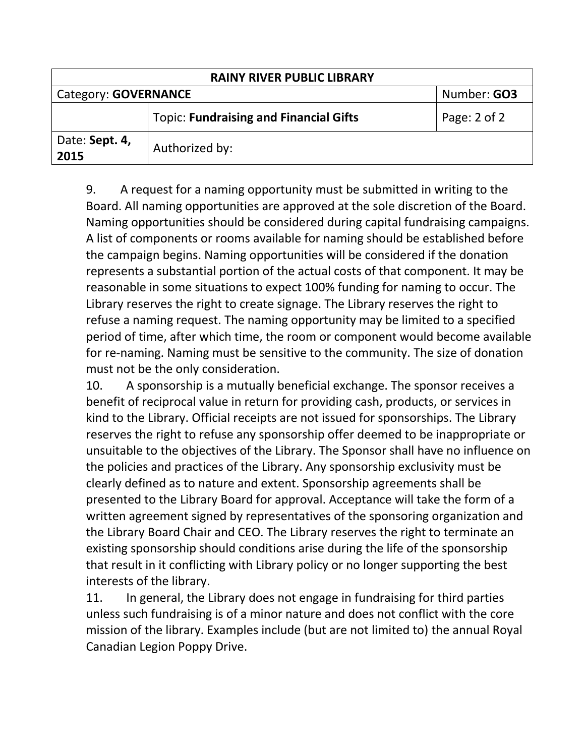| RAINY RIVER PUBLIC LIBRARY | | |
|---|---|---|
| Category: **GOVERNANCE** | | Number: **GO3** |
| | Topic: **Fundraising and Financial Gifts** | Page: 2 of 2 |
| Date: **Sept. 4, 2015** | Authorized by: | |

9. A request for a naming opportunity must be submitted in writing to the Board. All naming opportunities are approved at the sole discretion of the Board. Naming opportunities should be considered during capital fundraising campaigns. A list of components or rooms available for naming should be established before the campaign begins. Naming opportunities will be considered if the donation represents a substantial portion of the actual costs of that component. It may be reasonable in some situations to expect 100% funding for naming to occur. The Library reserves the right to create signage. The Library reserves the right to refuse a naming request. The naming opportunity may be limited to a specified period of time, after which time, the room or component would become available for re-naming. Naming must be sensitive to the community. The size of donation must not be the only consideration.

10. A sponsorship is a mutually beneficial exchange. The sponsor receives a benefit of reciprocal value in return for providing cash, products, or services in kind to the Library. Official receipts are not issued for sponsorships. The Library reserves the right to refuse any sponsorship offer deemed to be inappropriate or unsuitable to the objectives of the Library. The Sponsor shall have no influence on the policies and practices of the Library. Any sponsorship exclusivity must be clearly defined as to nature and extent. Sponsorship agreements shall be presented to the Library Board for approval. Acceptance will take the form of a written agreement signed by representatives of the sponsoring organization and the Library Board Chair and CEO. The Library reserves the right to terminate an existing sponsorship should conditions arise during the life of the sponsorship that result in it conflicting with Library policy or no longer supporting the best interests of the library.

11. In general, the Library does not engage in fundraising for third parties unless such fundraising is of a minor nature and does not conflict with the core mission of the library. Examples include (but are not limited to) the annual Royal Canadian Legion Poppy Drive.